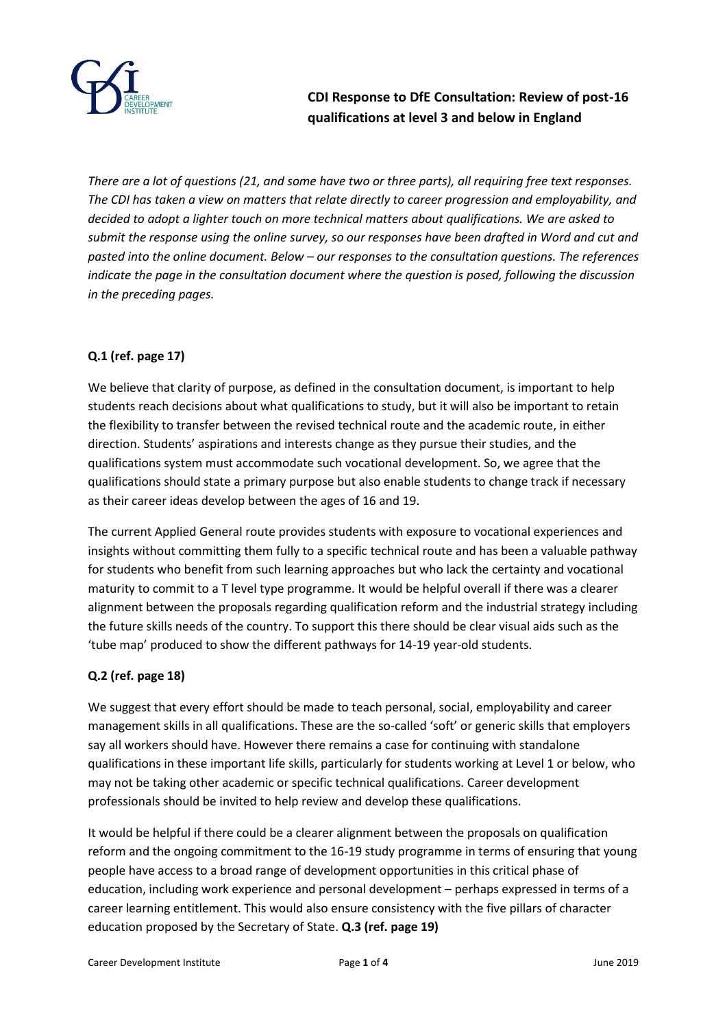# CDI Response to DfE Consultation: Review of post-16 qualifications at level 3 and below in England

*There are a lot of questions (21, and some have two or three parts), all requiring free text responses. The CDI has taken a view on matters that relate directly to career progression and employability, and decided to adopt a lighter touch on more technical matters about qualifications. We are asked to submit the response using the online survey, so our responses have been drafted in Word and cut and pasted into the online document. Below – our responses to the consultation questions. The references indicate the page in the consultation document where the question is posed, following the discussion in the preceding pages.*

### Q.1 (ref. page 17)

We believe that clarity of purpose, as defined in the consultation document, is important to help students reach decisions about what qualifications to study, but it will also be important to retain the flexibility to transfer between the revised technical route and the academic route, in either direction. Students' aspirations and interests change as they pursue their studies, and the qualifications system must accommodate such vocational development. So, we agree that the qualifications should state a primary purpose but also enable students to change track if necessary as their career ideas develop between the ages of 16 and 19.

The current Applied General route provides students with exposure to vocational experiences and insights without committing them fully to a specific technical route and has been a valuable pathway for students who benefit from such learning approaches but who lack the certainty and vocational maturity to commit to a T level type programme. It would be helpful overall if there was a clearer alignment between the proposals regarding qualification reform and the industrial strategy including the future skills needs of the country. To support this there should be clear visual aids such as the 'tube map' produced to show the different pathways for 14-19 year-old students.

### Q.2 (ref. page 18)

We suggest that every effort should be made to teach personal, social, employability and career management skills in all qualifications. These are the so-called 'soft' or generic skills that employers say all workers should have. However there remains a case for continuing with standalone qualifications in these important life skills, particularly for students working at Level 1 or below, who may not be taking other academic or specific technical qualifications. Career development professionals should be invited to help review and develop these qualifications.

It would be helpful if there could be a clearer alignment between the proposals on qualification reform and the ongoing commitment to the 16-19 study programme in terms of ensuring that young people have access to a broad range of development opportunities in this critical phase of education, including work experience and personal development – perhaps expressed in terms of a career learning entitlement. This would also ensure consistency with the five pillars of character education proposed by the Secretary of State.

### Q.3 (ref. page 19)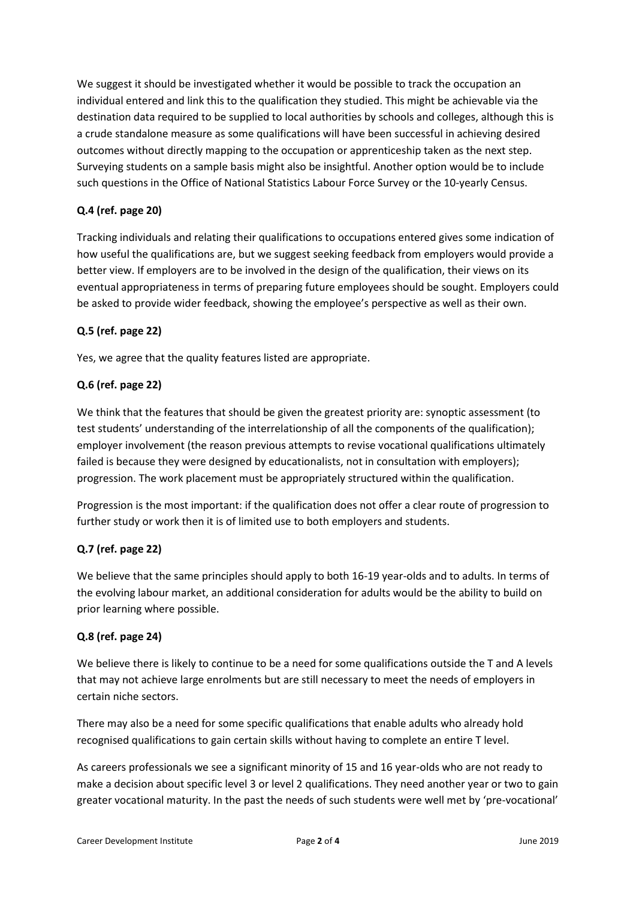We suggest it should be investigated whether it would be possible to track the occupation an individual entered and link this to the qualification they studied. This might be achievable via the destination data required to be supplied to local authorities by schools and colleges, although this is a crude standalone measure as some qualifications will have been successful in achieving desired outcomes without directly mapping to the occupation or apprenticeship taken as the next step. Surveying students on a sample basis might also be insightful. Another option would be to include such questions in the Office of National Statistics Labour Force Survey or the 10-yearly Census.

**Q.4 (ref. page 20)**

Tracking individuals and relating their qualifications to occupations entered gives some indication of how useful the qualifications are, but we suggest seeking feedback from employers would provide a better view. If employers are to be involved in the design of the qualification, their views on its eventual appropriateness in terms of preparing future employees should be sought. Employers could be asked to provide wider feedback, showing the employee's perspective as well as their own.

**Q.5 (ref. page 22)**

Yes, we agree that the quality features listed are appropriate.

**Q.6 (ref. page 22)**

We think that the features that should be given the greatest priority are: synoptic assessment (to test students' understanding of the interrelationship of all the components of the qualification); employer involvement (the reason previous attempts to revise vocational qualifications ultimately failed is because they were designed by educationalists, not in consultation with employers); progression. The work placement must be appropriately structured within the qualification.

Progression is the most important: if the qualification does not offer a clear route of progression to further study or work then it is of limited use to both employers and students.

**Q.7 (ref. page 22)**

We believe that the same principles should apply to both 16-19 year-olds and to adults. In terms of the evolving labour market, an additional consideration for adults would be the ability to build on prior learning where possible.

**Q.8 (ref. page 24)**

We believe there is likely to continue to be a need for some qualifications outside the T and A levels that may not achieve large enrolments but are still necessary to meet the needs of employers in certain niche sectors.

There may also be a need for some specific qualifications that enable adults who already hold recognised qualifications to gain certain skills without having to complete an entire T level.

As careers professionals we see a significant minority of 15 and 16 year-olds who are not ready to make a decision about specific level 3 or level 2 qualifications. They need another year or two to gain greater vocational maturity. In the past the needs of such students were well met by 'pre-vocational'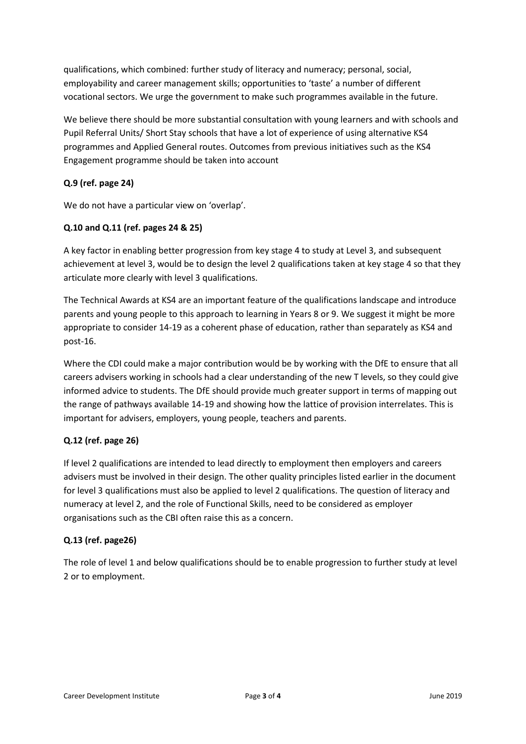qualifications, which combined: further study of literacy and numeracy; personal, social, employability and career management skills; opportunities to 'taste' a number of different vocational sectors. We urge the government to make such programmes available in the future.

We believe there should be more substantial consultation with young learners and with schools and Pupil Referral Units/ Short Stay schools that have a lot of experience of using alternative KS4 programmes and Applied General routes. Outcomes from previous initiatives such as the KS4 Engagement programme should be taken into account

**Q.9 (ref. page 24)**

We do not have a particular view on 'overlap'.

**Q.10 and Q.11 (ref. pages 24 & 25)**

A key factor in enabling better progression from key stage 4 to study at Level 3, and subsequent achievement at level 3, would be to design the level 2 qualifications taken at key stage 4 so that they articulate more clearly with level 3 qualifications.

The Technical Awards at KS4 are an important feature of the qualifications landscape and introduce parents and young people to this approach to learning in Years 8 or 9. We suggest it might be more appropriate to consider 14-19 as a coherent phase of education, rather than separately as KS4 and post-16.

Where the CDI could make a major contribution would be by working with the DfE to ensure that all careers advisers working in schools had a clear understanding of the new T levels, so they could give informed advice to students. The DfE should provide much greater support in terms of mapping out the range of pathways available 14-19 and showing how the lattice of provision interrelates. This is important for advisers, employers, young people, teachers and parents.

**Q.12 (ref. page 26)**

If level 2 qualifications are intended to lead directly to employment then employers and careers advisers must be involved in their design. The other quality principles listed earlier in the document for level 3 qualifications must also be applied to level 2 qualifications. The question of literacy and numeracy at level 2, and the role of Functional Skills, need to be considered as employer organisations such as the CBI often raise this as a concern.

**Q.13 (ref. page26)**

The role of level 1 and below qualifications should be to enable progression to further study at level 2 or to employment.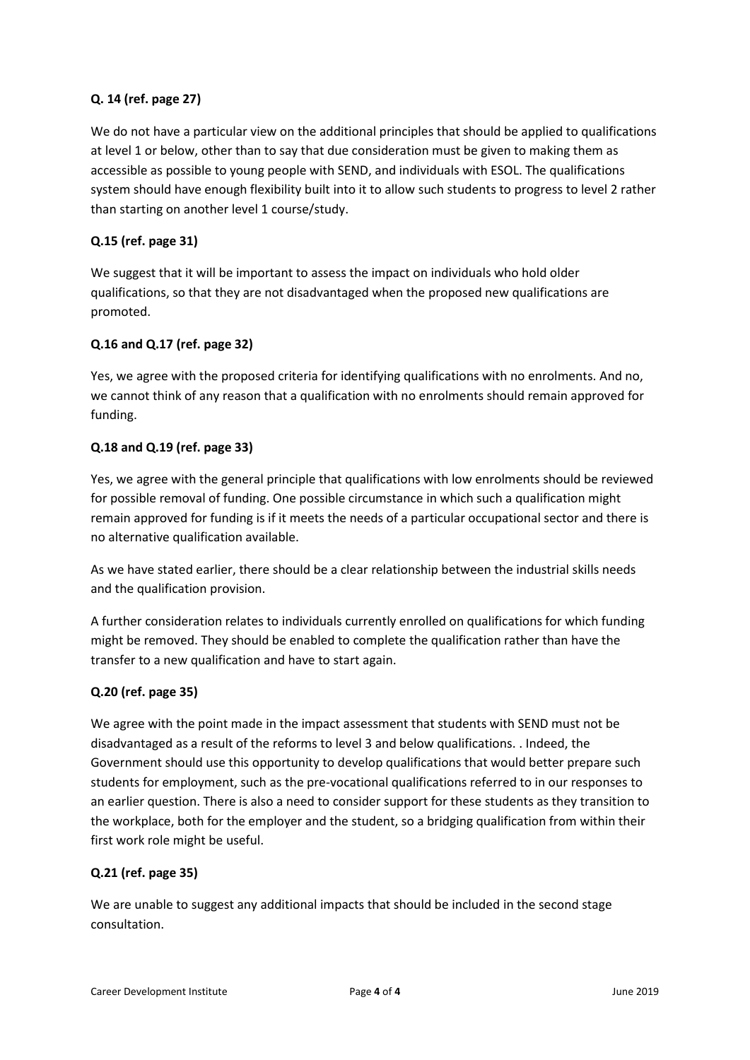**Q. 14 (ref. page 27)**

We do not have a particular view on the additional principles that should be applied to qualifications at level 1 or below, other than to say that due consideration must be given to making them as accessible as possible to young people with SEND, and individuals with ESOL. The qualifications system should have enough flexibility built into it to allow such students to progress to level 2 rather than starting on another level 1 course/study.

**Q.15 (ref. page 31)**

We suggest that it will be important to assess the impact on individuals who hold older qualifications, so that they are not disadvantaged when the proposed new qualifications are promoted.

**Q.16 and Q.17 (ref. page 32)**

Yes, we agree with the proposed criteria for identifying qualifications with no enrolments. And no, we cannot think of any reason that a qualification with no enrolments should remain approved for funding.

**Q.18 and Q.19 (ref. page 33)**

Yes, we agree with the general principle that qualifications with low enrolments should be reviewed for possible removal of funding. One possible circumstance in which such a qualification might remain approved for funding is if it meets the needs of a particular occupational sector and there is no alternative qualification available.

As we have stated earlier, there should be a clear relationship between the industrial skills needs and the qualification provision.

A further consideration relates to individuals currently enrolled on qualifications for which funding might be removed. They should be enabled to complete the qualification rather than have the transfer to a new qualification and have to start again.

**Q.20 (ref. page 35)**

We agree with the point made in the impact assessment that students with SEND must not be disadvantaged as a result of the reforms to level 3 and below qualifications. . Indeed, the Government should use this opportunity to develop qualifications that would better prepare such students for employment, such as the pre-vocational qualifications referred to in our responses to an earlier question. There is also a need to consider support for these students as they transition to the workplace, both for the employer and the student, so a bridging qualification from within their first work role might be useful.

**Q.21 (ref. page 35)**

We are unable to suggest any additional impacts that should be included in the second stage consultation.